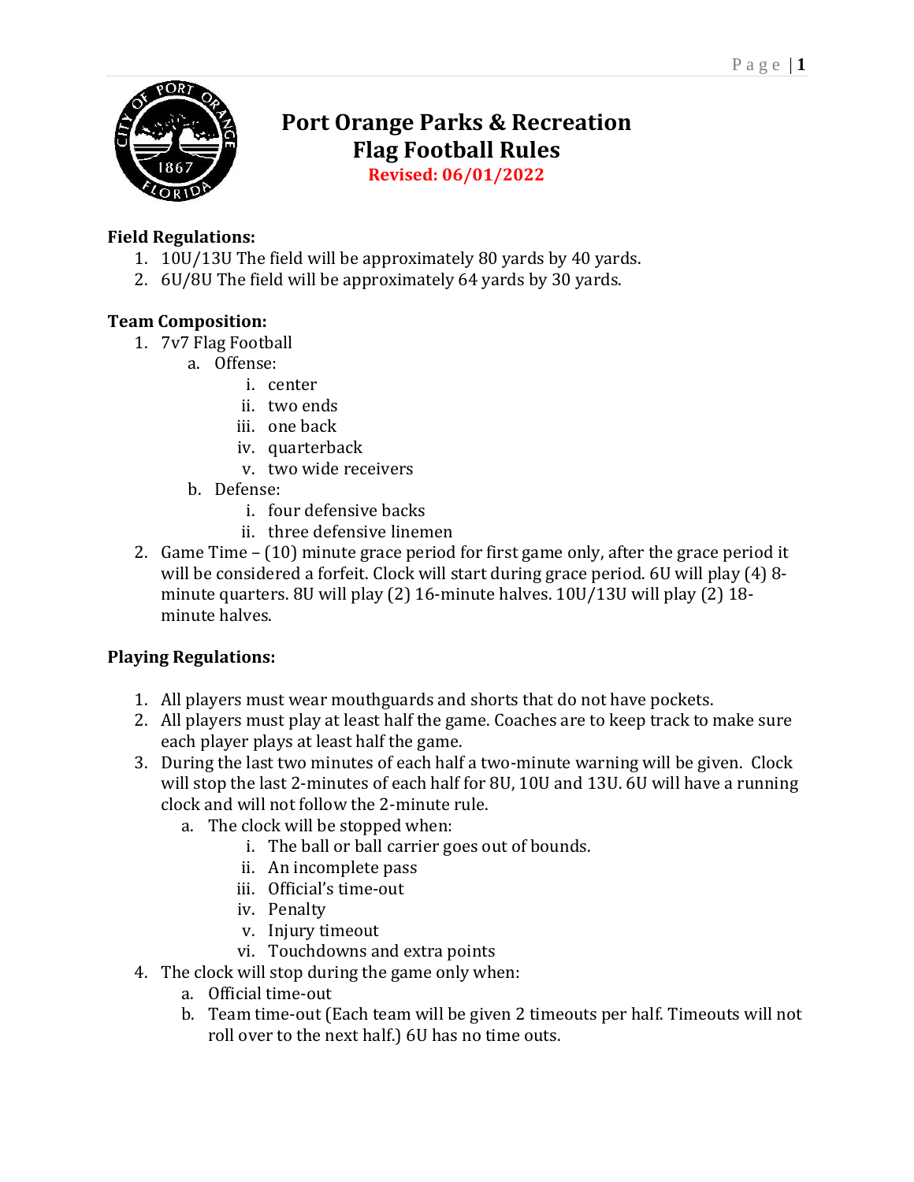# Port Orange Parks & Recreation
# Flag Football Rules

**Revised: 06/01/2022**

**Field Regulations:**

1. 10U/13U The field will be approximately 80 yards by 40 yards.
2. 6U/8U The field will be approximately 64 yards by 30 yards.

**Team Composition:**

1. 7v7 Flag Football
   a. Offense:
      i. center
      ii. two ends
      iii. one back
      iv. quarterback
      v. two wide receivers
   b. Defense:
      i. four defensive backs
      ii. three defensive linemen
2. Game Time – (10) minute grace period for first game only, after the grace period it will be considered a forfeit. Clock will start during grace period. 6U will play (4) 8-minute quarters. 8U will play (2) 16-minute halves. 10U/13U will play (2) 18-minute halves.

**Playing Regulations:**

1. All players must wear mouthguards and shorts that do not have pockets.
2. All players must play at least half the game. Coaches are to keep track to make sure each player plays at least half the game.
3. During the last two minutes of each half a two-minute warning will be given. Clock will stop the last 2-minutes of each half for 8U, 10U and 13U. 6U will have a running clock and will not follow the 2-minute rule.
   a. The clock will be stopped when:
      i. The ball or ball carrier goes out of bounds.
      ii. An incomplete pass
      iii. Official's time-out
      iv. Penalty
      v. Injury timeout
      vi. Touchdowns and extra points
4. The clock will stop during the game only when:
   a. Official time-out
   b. Team time-out (Each team will be given 2 timeouts per half. Timeouts will not roll over to the next half.) 6U has no time outs.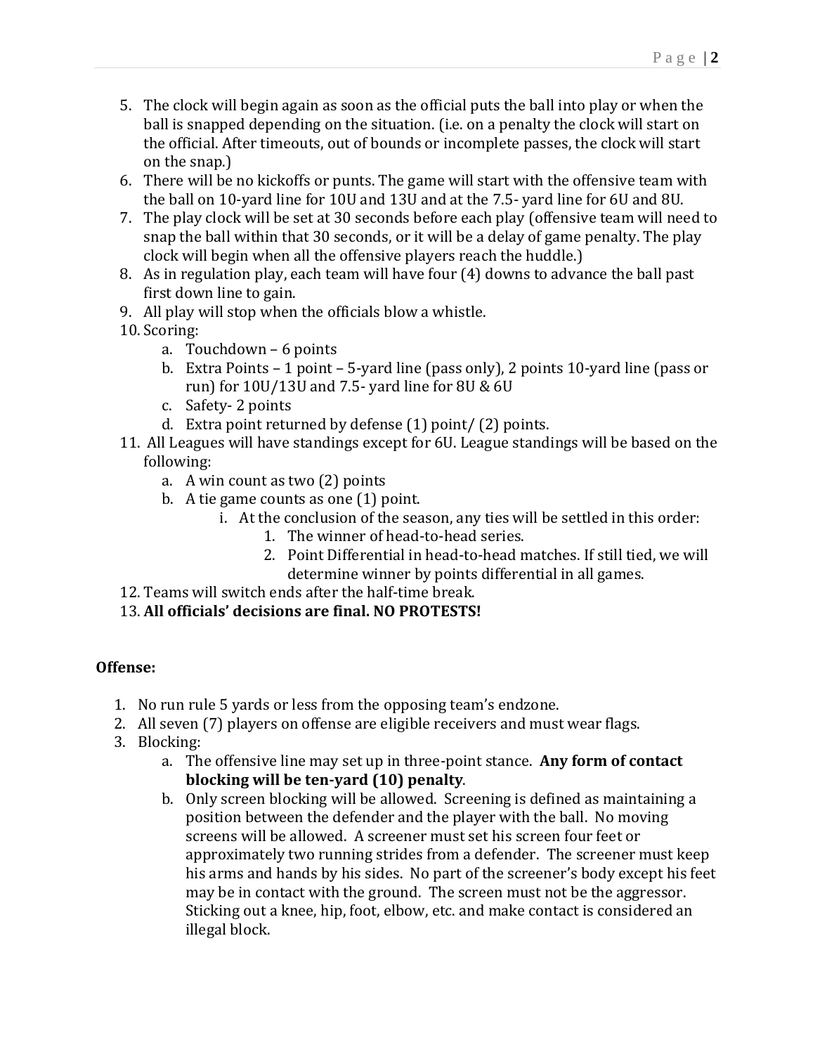5. The clock will begin again as soon as the official puts the ball into play or when the ball is snapped depending on the situation. (i.e. on a penalty the clock will start on the official. After timeouts, out of bounds or incomplete passes, the clock will start on the snap.)
6. There will be no kickoffs or punts. The game will start with the offensive team with the ball on 10-yard line for 10U and 13U and at the 7.5- yard line for 6U and 8U.
7. The play clock will be set at 30 seconds before each play (offensive team will need to snap the ball within that 30 seconds, or it will be a delay of game penalty. The play clock will begin when all the offensive players reach the huddle.)
8. As in regulation play, each team will have four (4) downs to advance the ball past first down line to gain.
9. All play will stop when the officials blow a whistle.
10. Scoring:
    a. Touchdown – 6 points
    b. Extra Points – 1 point – 5-yard line (pass only), 2 points 10-yard line (pass or run) for 10U/13U and 7.5- yard line for 8U & 6U
    c. Safety- 2 points
    d. Extra point returned by defense (1) point/ (2) points.
11. All Leagues will have standings except for 6U. League standings will be based on the following:
    a. A win count as two (2) points
    b. A tie game counts as one (1) point.
        i. At the conclusion of the season, any ties will be settled in this order:
            1. The winner of head-to-head series.
            2. Point Differential in head-to-head matches. If still tied, we will determine winner by points differential in all games.
12. Teams will switch ends after the half-time break.
13. **All officials' decisions are final. NO PROTESTS!**

**Offense:**

1. No run rule 5 yards or less from the opposing team's endzone.
2. All seven (7) players on offense are eligible receivers and must wear flags.
3. Blocking:
    a. The offensive line may set up in three-point stance. **Any form of contact blocking will be ten-yard (10) penalty**.
    b. Only screen blocking will be allowed. Screening is defined as maintaining a position between the defender and the player with the ball. No moving screens will be allowed. A screener must set his screen four feet or approximately two running strides from a defender. The screener must keep his arms and hands by his sides. No part of the screener's body except his feet may be in contact with the ground. The screen must not be the aggressor. Sticking out a knee, hip, foot, elbow, etc. and make contact is considered an illegal block.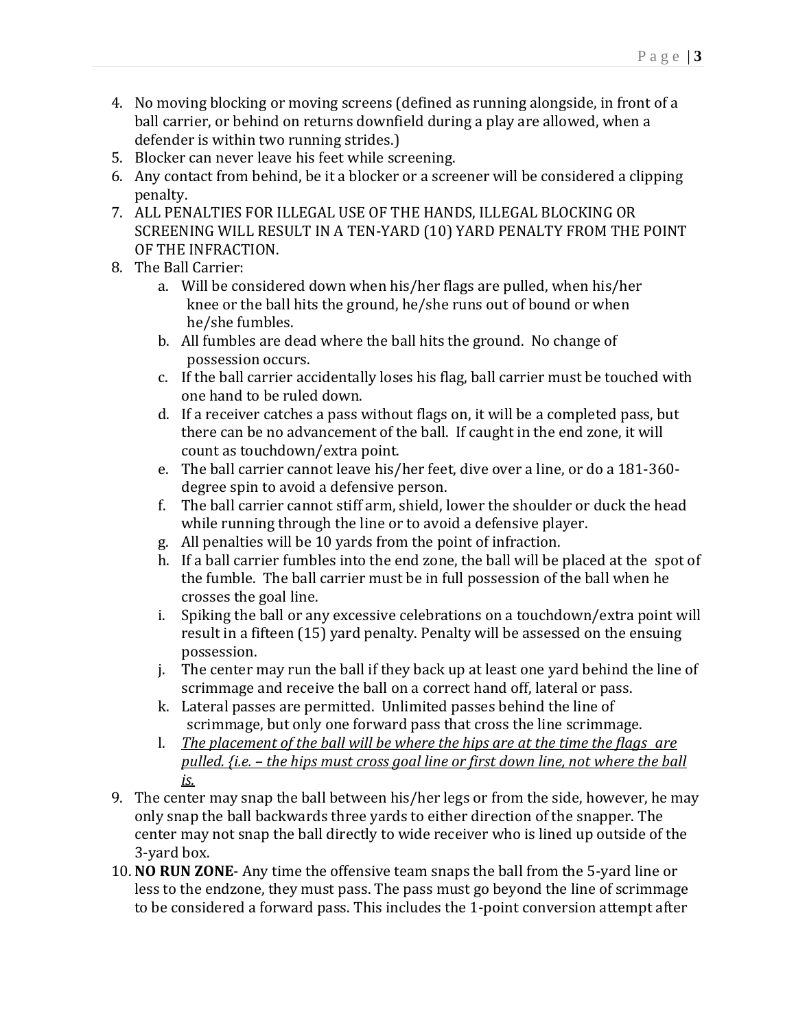4. No moving blocking or moving screens (defined as running alongside, in front of a ball carrier, or behind on returns downfield during a play are allowed, when a defender is within two running strides.)
5. Blocker can never leave his feet while screening.
6. Any contact from behind, be it a blocker or a screener will be considered a clipping penalty.
7. ALL PENALTIES FOR ILLEGAL USE OF THE HANDS, ILLEGAL BLOCKING OR SCREENING WILL RESULT IN A TEN-YARD (10) YARD PENALTY FROM THE POINT OF THE INFRACTION.
8. The Ball Carrier:
    a. Will be considered down when his/her flags are pulled, when his/her knee or the ball hits the ground, he/she runs out of bound or when he/she fumbles.
    b. All fumbles are dead where the ball hits the ground. No change of possession occurs.
    c. If the ball carrier accidentally loses his flag, ball carrier must be touched with one hand to be ruled down.
    d. If a receiver catches a pass without flags on, it will be a completed pass, but there can be no advancement of the ball. If caught in the end zone, it will count as touchdown/extra point.
    e. The ball carrier cannot leave his/her feet, dive over a line, or do a 181-360-degree spin to avoid a defensive person.
    f. The ball carrier cannot stiff arm, shield, lower the shoulder or duck the head while running through the line or to avoid a defensive player.
    g. All penalties will be 10 yards from the point of infraction.
    h. If a ball carrier fumbles into the end zone, the ball will be placed at the spot of the fumble. The ball carrier must be in full possession of the ball when he crosses the goal line.
    i. Spiking the ball or any excessive celebrations on a touchdown/extra point will result in a fifteen (15) yard penalty. Penalty will be assessed on the ensuing possession.
    j. The center may run the ball if they back up at least one yard behind the line of scrimmage and receive the ball on a correct hand off, lateral or pass.
    k. Lateral passes are permitted. Unlimited passes behind the line of scrimmage, but only one forward pass that cross the line scrimmage.
    l. <u>*The placement of the ball will be where the hips are at the time the flags are pulled. {i.e. – the hips must cross goal line or first down line, not where the ball is.*</u>
9. The center may snap the ball between his/her legs or from the side, however, he may only snap the ball backwards three yards to either direction of the snapper. The center may not snap the ball directly to wide receiver who is lined up outside of the 3-yard box.
10. **NO RUN ZONE**- Any time the offensive team snaps the ball from the 5-yard line or less to the endzone, they must pass. The pass must go beyond the line of scrimmage to be considered a forward pass. This includes the 1-point conversion attempt after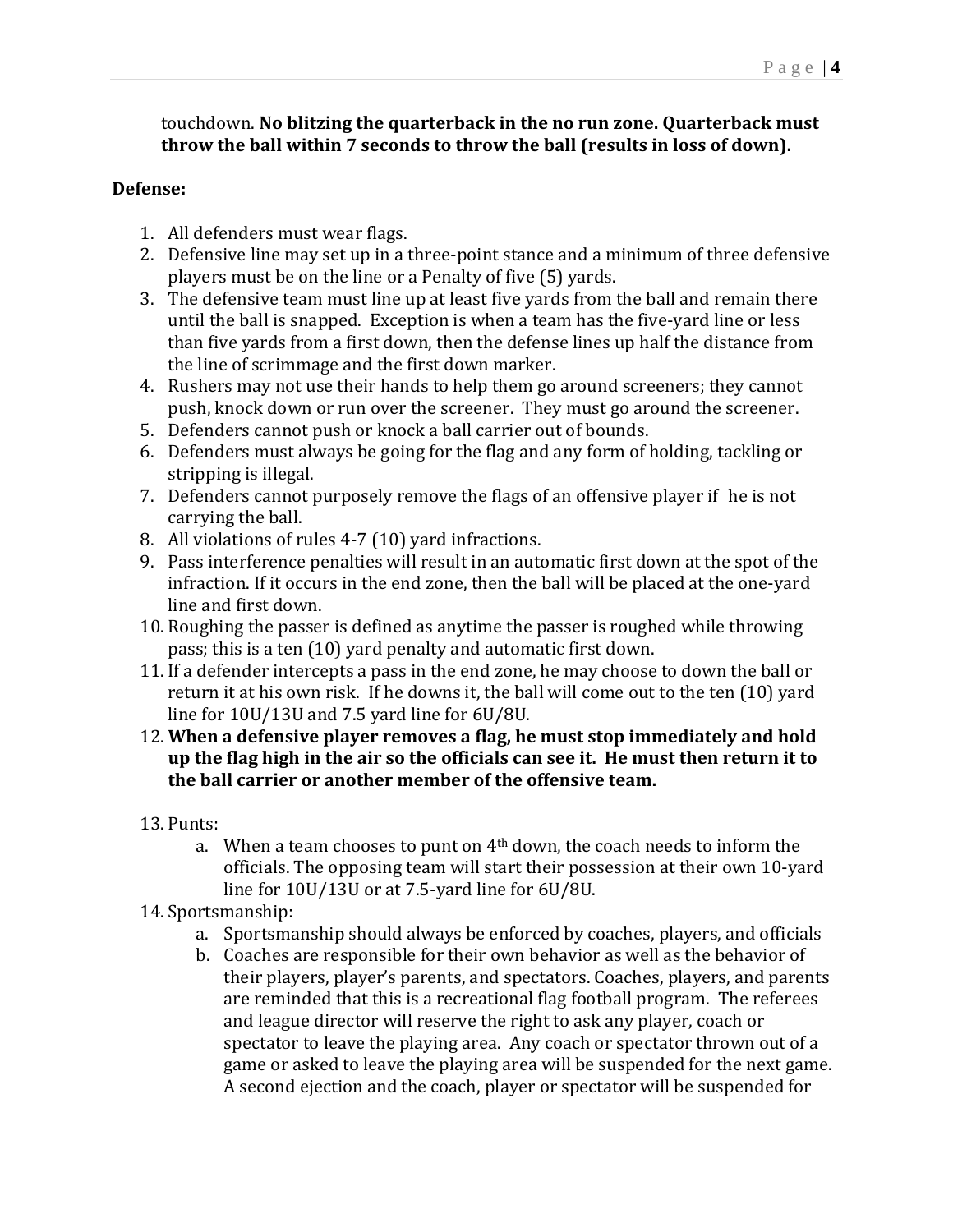touchdown. **No blitzing the quarterback in the no run zone. Quarterback must throw the ball within 7 seconds to throw the ball (results in loss of down).**

**Defense:**

1. All defenders must wear flags.
2. Defensive line may set up in a three-point stance and a minimum of three defensive players must be on the line or a Penalty of five (5) yards.
3. The defensive team must line up at least five yards from the ball and remain there until the ball is snapped. Exception is when a team has the five-yard line or less than five yards from a first down, then the defense lines up half the distance from the line of scrimmage and the first down marker.
4. Rushers may not use their hands to help them go around screeners; they cannot push, knock down or run over the screener. They must go around the screener.
5. Defenders cannot push or knock a ball carrier out of bounds.
6. Defenders must always be going for the flag and any form of holding, tackling or stripping is illegal.
7. Defenders cannot purposely remove the flags of an offensive player if he is not carrying the ball.
8. All violations of rules 4-7 (10) yard infractions.
9. Pass interference penalties will result in an automatic first down at the spot of the infraction. If it occurs in the end zone, then the ball will be placed at the one-yard line and first down.
10. Roughing the passer is defined as anytime the passer is roughed while throwing pass; this is a ten (10) yard penalty and automatic first down.
11. If a defender intercepts a pass in the end zone, he may choose to down the ball or return it at his own risk. If he downs it, the ball will come out to the ten (10) yard line for 10U/13U and 7.5 yard line for 6U/8U.
12. **When a defensive player removes a flag, he must stop immediately and hold up the flag high in the air so the officials can see it. He must then return it to the ball carrier or another member of the offensive team.**
13. Punts:
    a. When a team chooses to punt on 4th down, the coach needs to inform the officials. The opposing team will start their possession at their own 10-yard line for 10U/13U or at 7.5-yard line for 6U/8U.
14. Sportsmanship:
    a. Sportsmanship should always be enforced by coaches, players, and officials
    b. Coaches are responsible for their own behavior as well as the behavior of their players, player's parents, and spectators. Coaches, players, and parents are reminded that this is a recreational flag football program. The referees and league director will reserve the right to ask any player, coach or spectator to leave the playing area. Any coach or spectator thrown out of a game or asked to leave the playing area will be suspended for the next game. A second ejection and the coach, player or spectator will be suspended for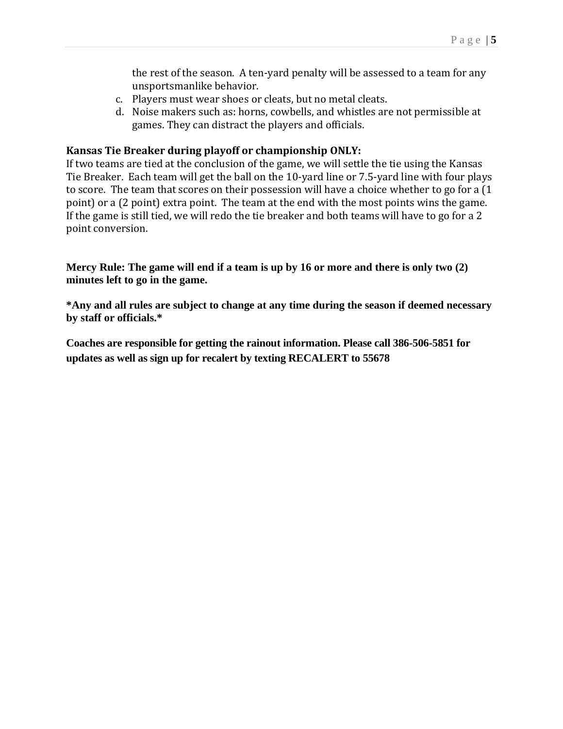the rest of the season. A ten-yard penalty will be assessed to a team for any unsportsmanlike behavior.

c. Players must wear shoes or cleats, but no metal cleats.
d. Noise makers such as: horns, cowbells, and whistles are not permissible at games. They can distract the players and officials.

**Kansas Tie Breaker during playoff or championship ONLY:**
If two teams are tied at the conclusion of the game, we will settle the tie using the Kansas Tie Breaker. Each team will get the ball on the 10-yard line or 7.5-yard line with four plays to score. The team that scores on their possession will have a choice whether to go for a (1 point) or a (2 point) extra point. The team at the end with the most points wins the game. If the game is still tied, we will redo the tie breaker and both teams will have to go for a 2 point conversion.

**Mercy Rule: The game will end if a team is up by 16 or more and there is only two (2) minutes left to go in the game.**

**\*Any and all rules are subject to change at any time during the season if deemed necessary by staff or officials.\***

**Coaches are responsible for getting the rainout information. Please call 386-506-5851 for updates as well as sign up for recalert by texting RECALERT to 55678**